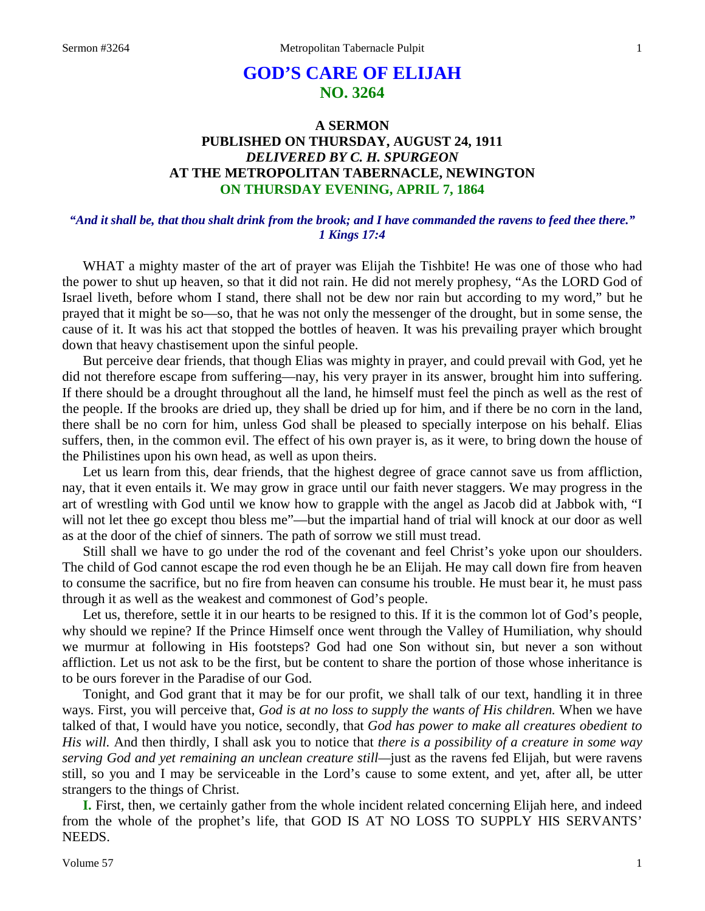# GOD'S CARE OF ELIJAH
## NO. 3264

### A SERMON
### PUBLISHED ON THURSDAY, AUGUST 24, 1911
### *DELIVERED BY C. H. SPURGEON*
### AT THE METROPOLITAN TABERNACLE, NEWINGTON
### ON THURSDAY EVENING, APRIL 7, 1864

***"And it shall be, that thou shalt drink from the brook; and I have commanded the ravens to feed thee there." 1 Kings 17:4***

WHAT a mighty master of the art of prayer was Elijah the Tishbite! He was one of those who had the power to shut up heaven, so that it did not rain. He did not merely prophesy, "As the LORD God of Israel liveth, before whom I stand, there shall not be dew nor rain but according to my word," but he prayed that it might be so—so, that he was not only the messenger of the drought, but in some sense, the cause of it. It was his act that stopped the bottles of heaven. It was his prevailing prayer which brought down that heavy chastisement upon the sinful people.

But perceive dear friends, that though Elias was mighty in prayer, and could prevail with God, yet he did not therefore escape from suffering—nay, his very prayer in its answer, brought him into suffering. If there should be a drought throughout all the land, he himself must feel the pinch as well as the rest of the people. If the brooks are dried up, they shall be dried up for him, and if there be no corn in the land, there shall be no corn for him, unless God shall be pleased to specially interpose on his behalf. Elias suffers, then, in the common evil. The effect of his own prayer is, as it were, to bring down the house of the Philistines upon his own head, as well as upon theirs.

Let us learn from this, dear friends, that the highest degree of grace cannot save us from affliction, nay, that it even entails it. We may grow in grace until our faith never staggers. We may progress in the art of wrestling with God until we know how to grapple with the angel as Jacob did at Jabbok with, "I will not let thee go except thou bless me"—but the impartial hand of trial will knock at our door as well as at the door of the chief of sinners. The path of sorrow we still must tread.

Still shall we have to go under the rod of the covenant and feel Christ's yoke upon our shoulders. The child of God cannot escape the rod even though he be an Elijah. He may call down fire from heaven to consume the sacrifice, but no fire from heaven can consume his trouble. He must bear it, he must pass through it as well as the weakest and commonest of God's people.

Let us, therefore, settle it in our hearts to be resigned to this. If it is the common lot of God's people, why should we repine? If the Prince Himself once went through the Valley of Humiliation, why should we murmur at following in His footsteps? God had one Son without sin, but never a son without affliction. Let us not ask to be the first, but be content to share the portion of those whose inheritance is to be ours forever in the Paradise of our God.

Tonight, and God grant that it may be for our profit, we shall talk of our text, handling it in three ways. First, you will perceive that, *God is at no loss to supply the wants of His children.* When we have talked of that, I would have you notice, secondly, that *God has power to make all creatures obedient to His will.* And then thirdly, I shall ask you to notice that *there is a possibility of a creature in some way serving God and yet remaining an unclean creature still*—just as the ravens fed Elijah, but were ravens still, so you and I may be serviceable in the Lord's cause to some extent, and yet, after all, be utter strangers to the things of Christ.

**I.** First, then, we certainly gather from the whole incident related concerning Elijah here, and indeed from the whole of the prophet's life, that GOD IS AT NO LOSS TO SUPPLY HIS SERVANTS' NEEDS.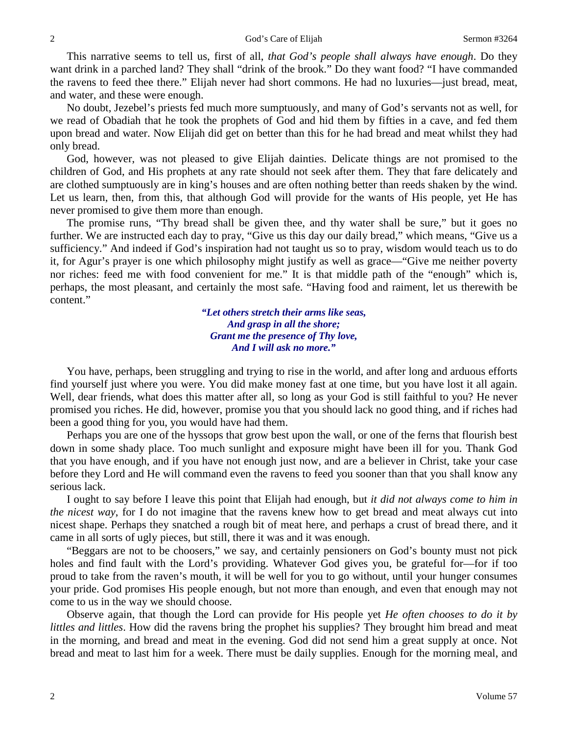This narrative seems to tell us, first of all, *that God's people shall always have enough*. Do they want drink in a parched land? They shall "drink of the brook." Do they want food? "I have commanded the ravens to feed thee there." Elijah never had short commons. He had no luxuries—just bread, meat, and water, and these were enough.

No doubt, Jezebel's priests fed much more sumptuously, and many of God's servants not as well, for we read of Obadiah that he took the prophets of God and hid them by fifties in a cave, and fed them upon bread and water. Now Elijah did get on better than this for he had bread and meat whilst they had only bread.

God, however, was not pleased to give Elijah dainties. Delicate things are not promised to the children of God, and His prophets at any rate should not seek after them. They that fare delicately and are clothed sumptuously are in king's houses and are often nothing better than reeds shaken by the wind. Let us learn, then, from this, that although God will provide for the wants of His people, yet He has never promised to give them more than enough.

The promise runs, "Thy bread shall be given thee, and thy water shall be sure," but it goes no further. We are instructed each day to pray, "Give us this day our daily bread," which means, "Give us a sufficiency." And indeed if God's inspiration had not taught us so to pray, wisdom would teach us to do it, for Agur's prayer is one which philosophy might justify as well as grace—"Give me neither poverty nor riches: feed me with food convenient for me." It is that middle path of the "enough" which is, perhaps, the most pleasant, and certainly the most safe. "Having food and raiment, let us therewith be content."

> ***"Let others stretch their arms like seas,***
> ***And grasp in all the shore;***
> ***Grant me the presence of Thy love,***
> ***And I will ask no more."***

You have, perhaps, been struggling and trying to rise in the world, and after long and arduous efforts find yourself just where you were. You did make money fast at one time, but you have lost it all again. Well, dear friends, what does this matter after all, so long as your God is still faithful to you? He never promised you riches. He did, however, promise you that you should lack no good thing, and if riches had been a good thing for you, you would have had them.

Perhaps you are one of the hyssops that grow best upon the wall, or one of the ferns that flourish best down in some shady place. Too much sunlight and exposure might have been ill for you. Thank God that you have enough, and if you have not enough just now, and are a believer in Christ, take your case before they Lord and He will command even the ravens to feed you sooner than that you shall know any serious lack.

I ought to say before I leave this point that Elijah had enough, but *it did not always come to him in the nicest way*, for I do not imagine that the ravens knew how to get bread and meat always cut into nicest shape. Perhaps they snatched a rough bit of meat here, and perhaps a crust of bread there, and it came in all sorts of ugly pieces, but still, there it was and it was enough.

"Beggars are not to be choosers," we say, and certainly pensioners on God's bounty must not pick holes and find fault with the Lord's providing. Whatever God gives you, be grateful for—for if too proud to take from the raven's mouth, it will be well for you to go without, until your hunger consumes your pride. God promises His people enough, but not more than enough, and even that enough may not come to us in the way we should choose.

Observe again, that though the Lord can provide for His people yet *He often chooses to do it by littles and littles*. How did the ravens bring the prophet his supplies? They brought him bread and meat in the morning, and bread and meat in the evening. God did not send him a great supply at once. Not bread and meat to last him for a week. There must be daily supplies. Enough for the morning meal, and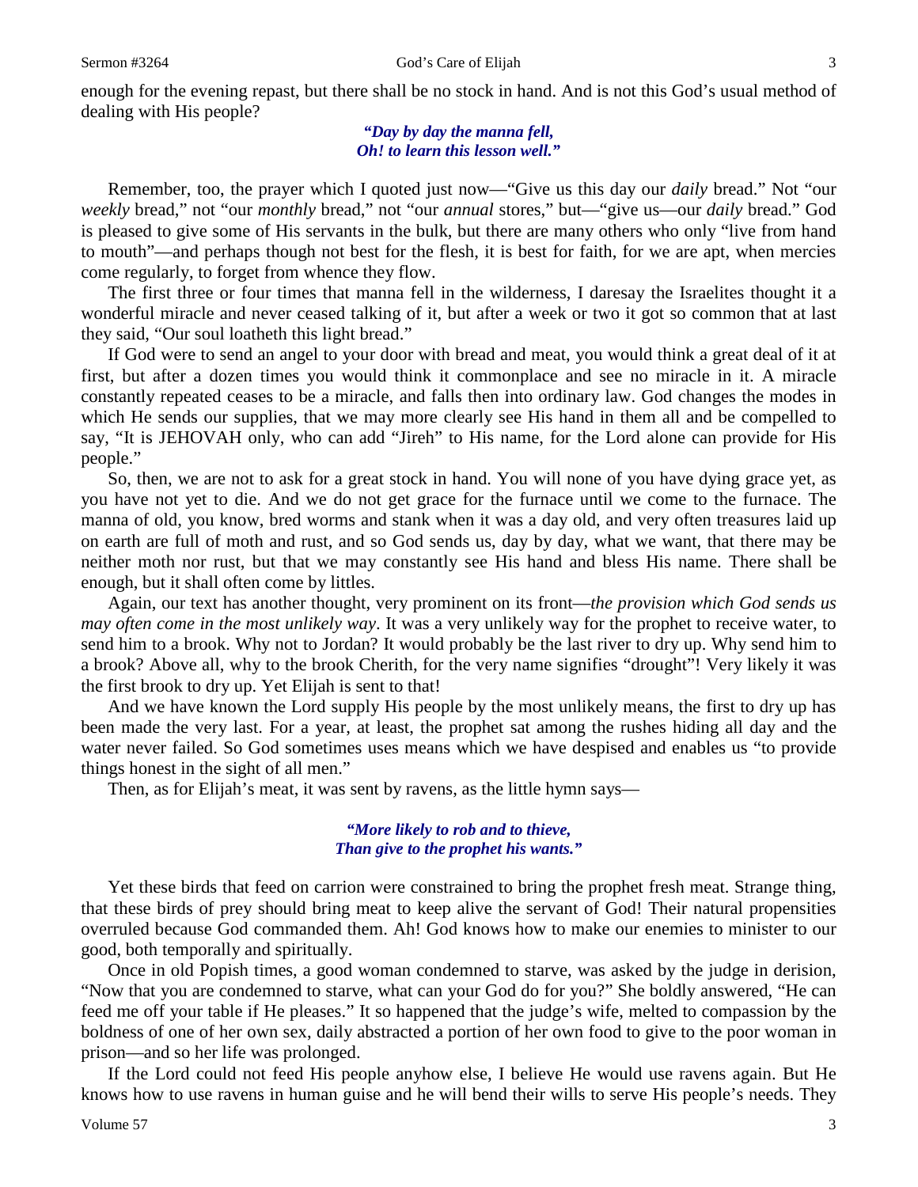enough for the evening repast, but there shall be no stock in hand. And is not this God's usual method of dealing with His people?

> ***"Day by day the manna fell,***
> ***Oh! to learn this lesson well."***

Remember, too, the prayer which I quoted just now—"Give us this day our *daily* bread." Not "our *weekly* bread," not "our *monthly* bread," not "our *annual* stores," but—"give us—our *daily* bread." God is pleased to give some of His servants in the bulk, but there are many others who only "live from hand to mouth"—and perhaps though not best for the flesh, it is best for faith, for we are apt, when mercies come regularly, to forget from whence they flow.

The first three or four times that manna fell in the wilderness, I daresay the Israelites thought it a wonderful miracle and never ceased talking of it, but after a week or two it got so common that at last they said, "Our soul loatheth this light bread."

If God were to send an angel to your door with bread and meat, you would think a great deal of it at first, but after a dozen times you would think it commonplace and see no miracle in it. A miracle constantly repeated ceases to be a miracle, and falls then into ordinary law. God changes the modes in which He sends our supplies, that we may more clearly see His hand in them all and be compelled to say, "It is JEHOVAH only, who can add "Jireh" to His name, for the Lord alone can provide for His people."

So, then, we are not to ask for a great stock in hand. You will none of you have dying grace yet, as you have not yet to die. And we do not get grace for the furnace until we come to the furnace. The manna of old, you know, bred worms and stank when it was a day old, and very often treasures laid up on earth are full of moth and rust, and so God sends us, day by day, what we want, that there may be neither moth nor rust, but that we may constantly see His hand and bless His name. There shall be enough, but it shall often come by littles.

Again, our text has another thought, very prominent on its front—*the provision which God sends us may often come in the most unlikely way*. It was a very unlikely way for the prophet to receive water, to send him to a brook. Why not to Jordan? It would probably be the last river to dry up. Why send him to a brook? Above all, why to the brook Cherith, for the very name signifies "drought"! Very likely it was the first brook to dry up. Yet Elijah is sent to that!

And we have known the Lord supply His people by the most unlikely means, the first to dry up has been made the very last. For a year, at least, the prophet sat among the rushes hiding all day and the water never failed. So God sometimes uses means which we have despised and enables us "to provide things honest in the sight of all men."

Then, as for Elijah's meat, it was sent by ravens, as the little hymn says—

> ***"More likely to rob and to thieve,***
> ***Than give to the prophet his wants."***

Yet these birds that feed on carrion were constrained to bring the prophet fresh meat. Strange thing, that these birds of prey should bring meat to keep alive the servant of God! Their natural propensities overruled because God commanded them. Ah! God knows how to make our enemies to minister to our good, both temporally and spiritually.

Once in old Popish times, a good woman condemned to starve, was asked by the judge in derision, "Now that you are condemned to starve, what can your God do for you?" She boldly answered, "He can feed me off your table if He pleases." It so happened that the judge's wife, melted to compassion by the boldness of one of her own sex, daily abstracted a portion of her own food to give to the poor woman in prison—and so her life was prolonged.

If the Lord could not feed His people anyhow else, I believe He would use ravens again. But He knows how to use ravens in human guise and he will bend their wills to serve His people's needs. They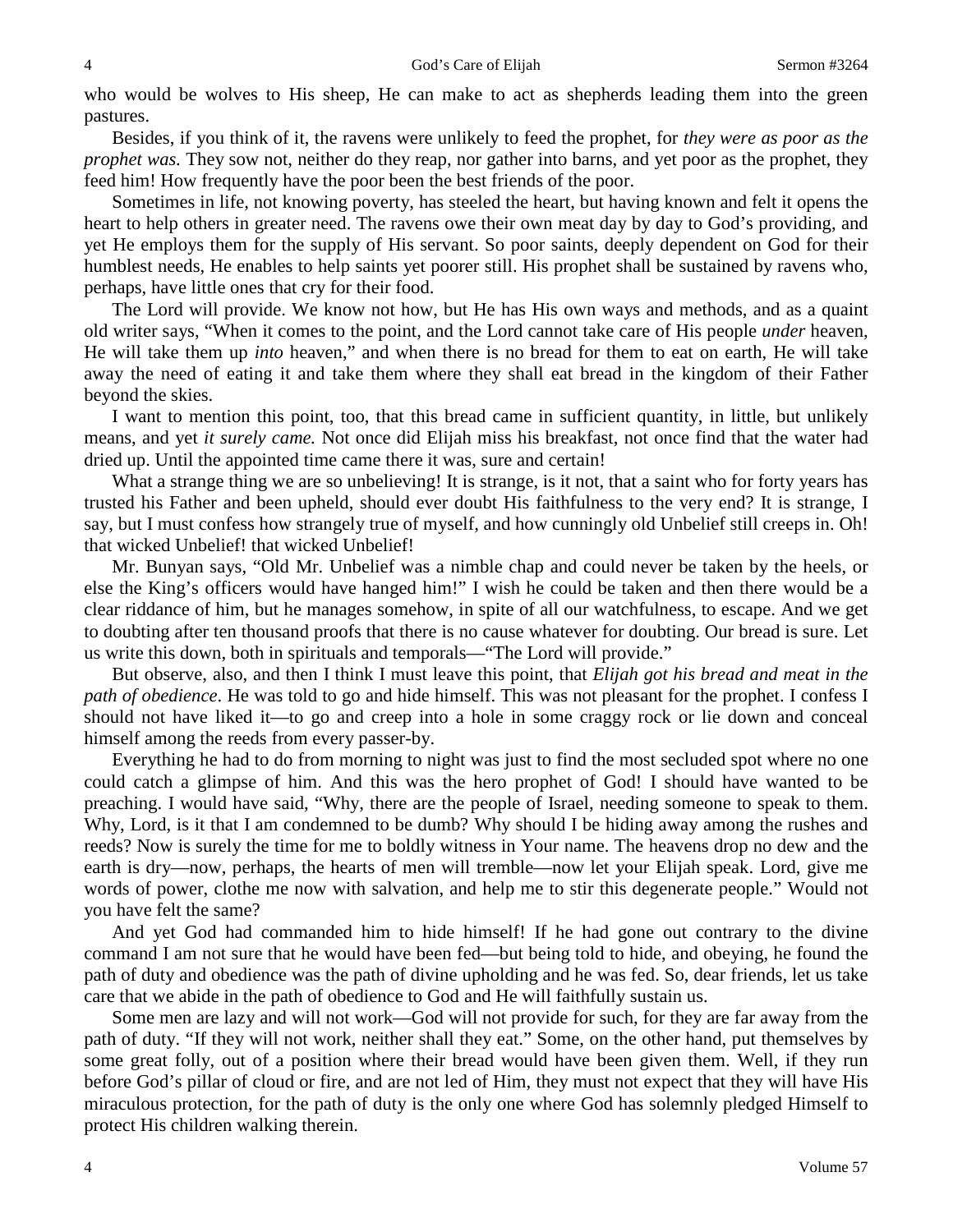who would be wolves to His sheep, He can make to act as shepherds leading them into the green pastures.

Besides, if you think of it, the ravens were unlikely to feed the prophet, for *they were as poor as the prophet was.* They sow not, neither do they reap, nor gather into barns, and yet poor as the prophet, they feed him! How frequently have the poor been the best friends of the poor.

Sometimes in life, not knowing poverty, has steeled the heart, but having known and felt it opens the heart to help others in greater need. The ravens owe their own meat day by day to God's providing, and yet He employs them for the supply of His servant. So poor saints, deeply dependent on God for their humblest needs, He enables to help saints yet poorer still. His prophet shall be sustained by ravens who, perhaps, have little ones that cry for their food.

The Lord will provide. We know not how, but He has His own ways and methods, and as a quaint old writer says, "When it comes to the point, and the Lord cannot take care of His people *under* heaven, He will take them up *into* heaven," and when there is no bread for them to eat on earth, He will take away the need of eating it and take them where they shall eat bread in the kingdom of their Father beyond the skies.

I want to mention this point, too, that this bread came in sufficient quantity, in little, but unlikely means, and yet *it surely came.* Not once did Elijah miss his breakfast, not once find that the water had dried up. Until the appointed time came there it was, sure and certain!

What a strange thing we are so unbelieving! It is strange, is it not, that a saint who for forty years has trusted his Father and been upheld, should ever doubt His faithfulness to the very end? It is strange, I say, but I must confess how strangely true of myself, and how cunningly old Unbelief still creeps in. Oh! that wicked Unbelief! that wicked Unbelief!

Mr. Bunyan says, "Old Mr. Unbelief was a nimble chap and could never be taken by the heels, or else the King's officers would have hanged him!" I wish he could be taken and then there would be a clear riddance of him, but he manages somehow, in spite of all our watchfulness, to escape. And we get to doubting after ten thousand proofs that there is no cause whatever for doubting. Our bread is sure. Let us write this down, both in spirituals and temporals—"The Lord will provide."

But observe, also, and then I think I must leave this point, that *Elijah got his bread and meat in the path of obedience*. He was told to go and hide himself. This was not pleasant for the prophet. I confess I should not have liked it—to go and creep into a hole in some craggy rock or lie down and conceal himself among the reeds from every passer-by.

Everything he had to do from morning to night was just to find the most secluded spot where no one could catch a glimpse of him. And this was the hero prophet of God! I should have wanted to be preaching. I would have said, "Why, there are the people of Israel, needing someone to speak to them. Why, Lord, is it that I am condemned to be dumb? Why should I be hiding away among the rushes and reeds? Now is surely the time for me to boldly witness in Your name. The heavens drop no dew and the earth is dry—now, perhaps, the hearts of men will tremble—now let your Elijah speak. Lord, give me words of power, clothe me now with salvation, and help me to stir this degenerate people." Would not you have felt the same?

And yet God had commanded him to hide himself! If he had gone out contrary to the divine command I am not sure that he would have been fed—but being told to hide, and obeying, he found the path of duty and obedience was the path of divine upholding and he was fed. So, dear friends, let us take care that we abide in the path of obedience to God and He will faithfully sustain us.

Some men are lazy and will not work—God will not provide for such, for they are far away from the path of duty. "If they will not work, neither shall they eat." Some, on the other hand, put themselves by some great folly, out of a position where their bread would have been given them. Well, if they run before God's pillar of cloud or fire, and are not led of Him, they must not expect that they will have His miraculous protection, for the path of duty is the only one where God has solemnly pledged Himself to protect His children walking therein.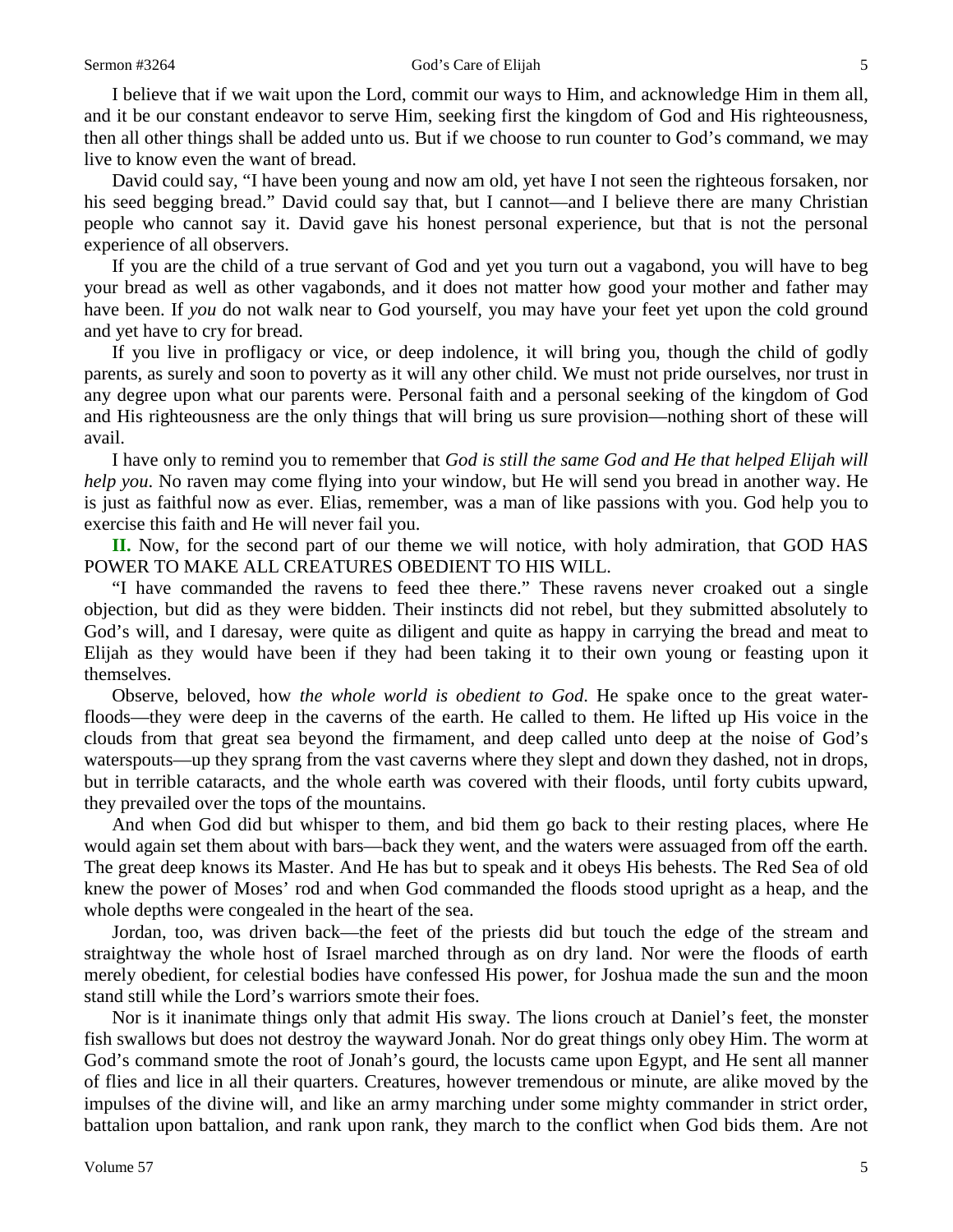I believe that if we wait upon the Lord, commit our ways to Him, and acknowledge Him in them all, and it be our constant endeavor to serve Him, seeking first the kingdom of God and His righteousness, then all other things shall be added unto us. But if we choose to run counter to God's command, we may live to know even the want of bread.

David could say, "I have been young and now am old, yet have I not seen the righteous forsaken, nor his seed begging bread." David could say that, but I cannot—and I believe there are many Christian people who cannot say it. David gave his honest personal experience, but that is not the personal experience of all observers.

If you are the child of a true servant of God and yet you turn out a vagabond, you will have to beg your bread as well as other vagabonds, and it does not matter how good your mother and father may have been. If *you* do not walk near to God yourself, you may have your feet yet upon the cold ground and yet have to cry for bread.

If you live in profligacy or vice, or deep indolence, it will bring you, though the child of godly parents, as surely and soon to poverty as it will any other child. We must not pride ourselves, nor trust in any degree upon what our parents were. Personal faith and a personal seeking of the kingdom of God and His righteousness are the only things that will bring us sure provision—nothing short of these will avail.

I have only to remind you to remember that *God is still the same God and He that helped Elijah will help you*. No raven may come flying into your window, but He will send you bread in another way. He is just as faithful now as ever. Elias, remember, was a man of like passions with you. God help you to exercise this faith and He will never fail you.

**II.** Now, for the second part of our theme we will notice, with holy admiration, that GOD HAS POWER TO MAKE ALL CREATURES OBEDIENT TO HIS WILL.

"I have commanded the ravens to feed thee there." These ravens never croaked out a single objection, but did as they were bidden. Their instincts did not rebel, but they submitted absolutely to God's will, and I daresay, were quite as diligent and quite as happy in carrying the bread and meat to Elijah as they would have been if they had been taking it to their own young or feasting upon it themselves.

Observe, beloved, how *the whole world is obedient to God*. He spake once to the great water-floods—they were deep in the caverns of the earth. He called to them. He lifted up His voice in the clouds from that great sea beyond the firmament, and deep called unto deep at the noise of God's waterspouts—up they sprang from the vast caverns where they slept and down they dashed, not in drops, but in terrible cataracts, and the whole earth was covered with their floods, until forty cubits upward, they prevailed over the tops of the mountains.

And when God did but whisper to them, and bid them go back to their resting places, where He would again set them about with bars—back they went, and the waters were assuaged from off the earth. The great deep knows its Master. And He has but to speak and it obeys His behests. The Red Sea of old knew the power of Moses' rod and when God commanded the floods stood upright as a heap, and the whole depths were congealed in the heart of the sea.

Jordan, too, was driven back—the feet of the priests did but touch the edge of the stream and straightway the whole host of Israel marched through as on dry land. Nor were the floods of earth merely obedient, for celestial bodies have confessed His power, for Joshua made the sun and the moon stand still while the Lord's warriors smote their foes.

Nor is it inanimate things only that admit His sway. The lions crouch at Daniel's feet, the monster fish swallows but does not destroy the wayward Jonah. Nor do great things only obey Him. The worm at God's command smote the root of Jonah's gourd, the locusts came upon Egypt, and He sent all manner of flies and lice in all their quarters. Creatures, however tremendous or minute, are alike moved by the impulses of the divine will, and like an army marching under some mighty commander in strict order, battalion upon battalion, and rank upon rank, they march to the conflict when God bids them. Are not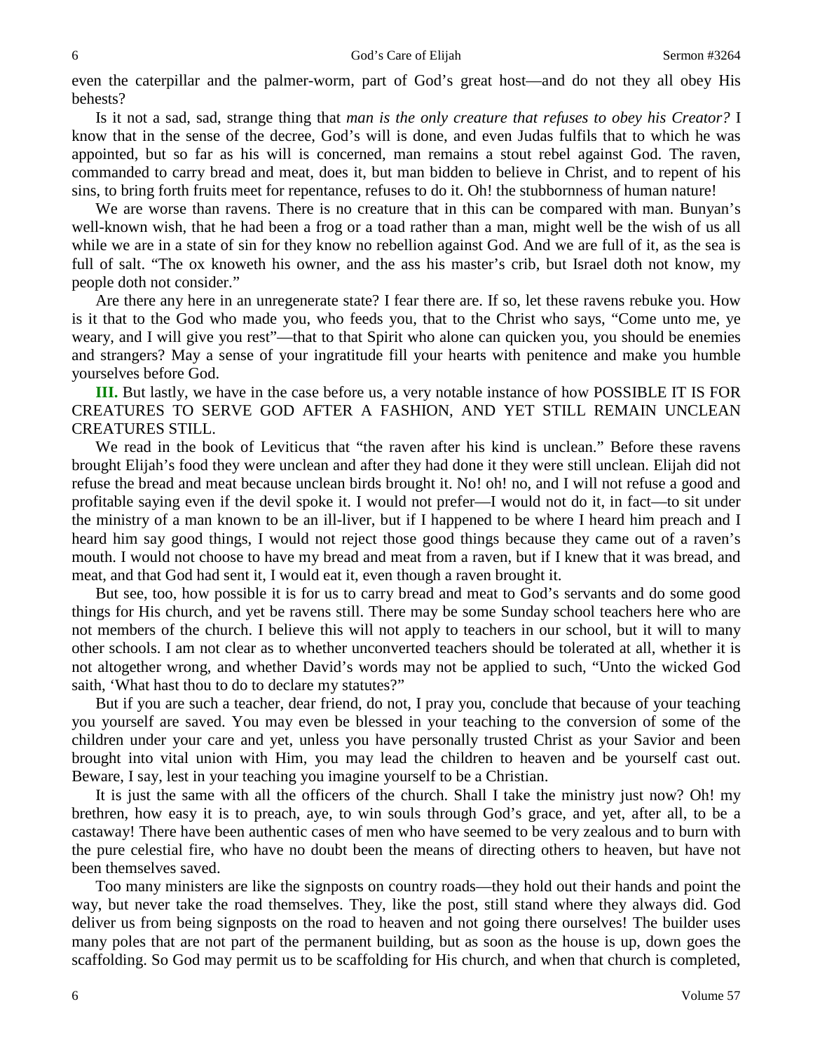even the caterpillar and the palmer-worm, part of God's great host—and do not they all obey His behests?

Is it not a sad, sad, strange thing that *man is the only creature that refuses to obey his Creator?* I know that in the sense of the decree, God's will is done, and even Judas fulfils that to which he was appointed, but so far as his will is concerned, man remains a stout rebel against God. The raven, commanded to carry bread and meat, does it, but man bidden to believe in Christ, and to repent of his sins, to bring forth fruits meet for repentance, refuses to do it. Oh! the stubbornness of human nature!

We are worse than ravens. There is no creature that in this can be compared with man. Bunyan's well-known wish, that he had been a frog or a toad rather than a man, might well be the wish of us all while we are in a state of sin for they know no rebellion against God. And we are full of it, as the sea is full of salt. "The ox knoweth his owner, and the ass his master's crib, but Israel doth not know, my people doth not consider."

Are there any here in an unregenerate state? I fear there are. If so, let these ravens rebuke you. How is it that to the God who made you, who feeds you, that to the Christ who says, "Come unto me, ye weary, and I will give you rest"—that to that Spirit who alone can quicken you, you should be enemies and strangers? May a sense of your ingratitude fill your hearts with penitence and make you humble yourselves before God.

**III.** But lastly, we have in the case before us, a very notable instance of how POSSIBLE IT IS FOR CREATURES TO SERVE GOD AFTER A FASHION, AND YET STILL REMAIN UNCLEAN CREATURES STILL.

We read in the book of Leviticus that "the raven after his kind is unclean." Before these ravens brought Elijah's food they were unclean and after they had done it they were still unclean. Elijah did not refuse the bread and meat because unclean birds brought it. No! oh! no, and I will not refuse a good and profitable saying even if the devil spoke it. I would not prefer—I would not do it, in fact—to sit under the ministry of a man known to be an ill-liver, but if I happened to be where I heard him preach and I heard him say good things, I would not reject those good things because they came out of a raven's mouth. I would not choose to have my bread and meat from a raven, but if I knew that it was bread, and meat, and that God had sent it, I would eat it, even though a raven brought it.

But see, too, how possible it is for us to carry bread and meat to God's servants and do some good things for His church, and yet be ravens still. There may be some Sunday school teachers here who are not members of the church. I believe this will not apply to teachers in our school, but it will to many other schools. I am not clear as to whether unconverted teachers should be tolerated at all, whether it is not altogether wrong, and whether David's words may not be applied to such, "Unto the wicked God saith, 'What hast thou to do to declare my statutes?"

But if you are such a teacher, dear friend, do not, I pray you, conclude that because of your teaching you yourself are saved. You may even be blessed in your teaching to the conversion of some of the children under your care and yet, unless you have personally trusted Christ as your Savior and been brought into vital union with Him, you may lead the children to heaven and be yourself cast out. Beware, I say, lest in your teaching you imagine yourself to be a Christian.

It is just the same with all the officers of the church. Shall I take the ministry just now? Oh! my brethren, how easy it is to preach, aye, to win souls through God's grace, and yet, after all, to be a castaway! There have been authentic cases of men who have seemed to be very zealous and to burn with the pure celestial fire, who have no doubt been the means of directing others to heaven, but have not been themselves saved.

Too many ministers are like the signposts on country roads—they hold out their hands and point the way, but never take the road themselves. They, like the post, still stand where they always did. God deliver us from being signposts on the road to heaven and not going there ourselves! The builder uses many poles that are not part of the permanent building, but as soon as the house is up, down goes the scaffolding. So God may permit us to be scaffolding for His church, and when that church is completed,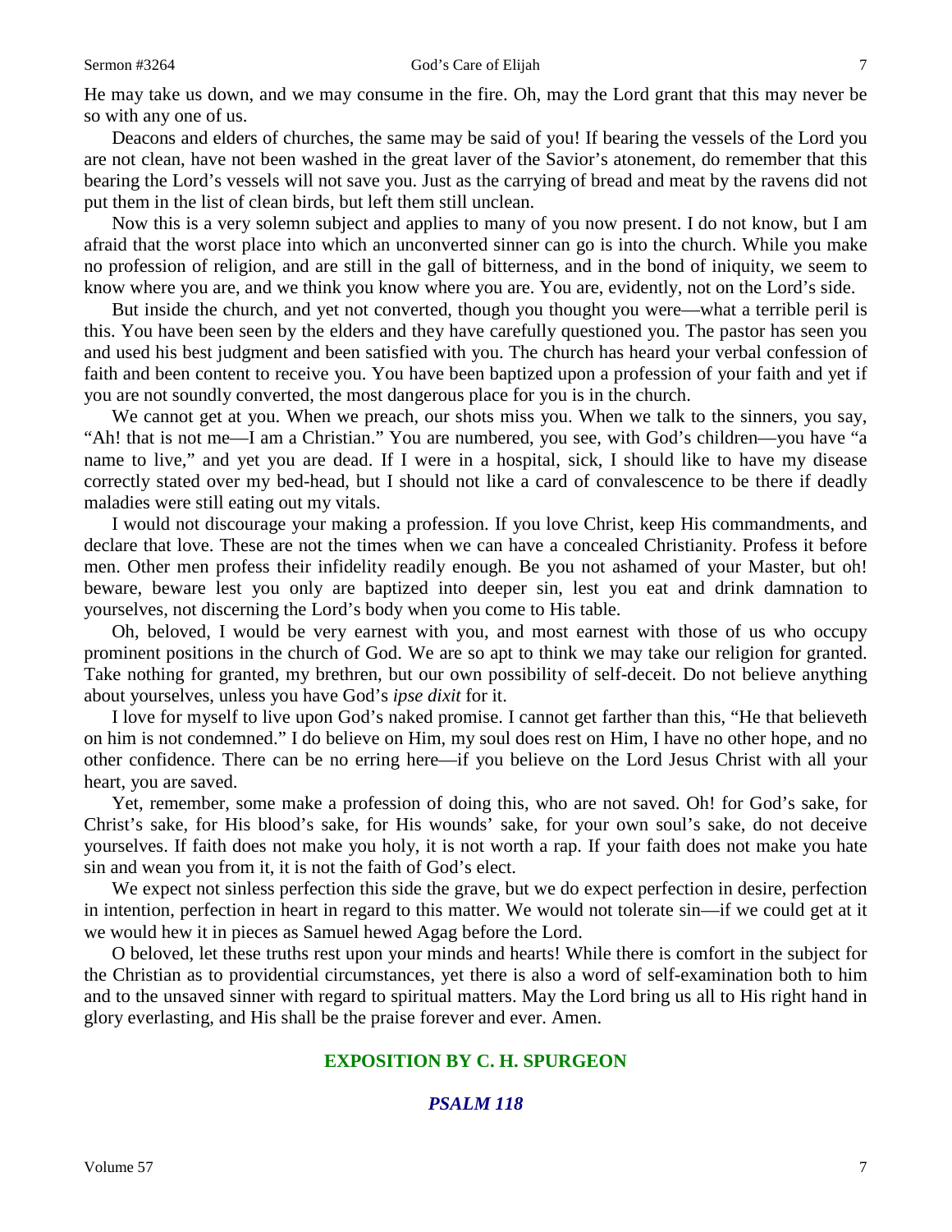He may take us down, and we may consume in the fire. Oh, may the Lord grant that this may never be so with any one of us.

Deacons and elders of churches, the same may be said of you! If bearing the vessels of the Lord you are not clean, have not been washed in the great laver of the Savior's atonement, do remember that this bearing the Lord's vessels will not save you. Just as the carrying of bread and meat by the ravens did not put them in the list of clean birds, but left them still unclean.

Now this is a very solemn subject and applies to many of you now present. I do not know, but I am afraid that the worst place into which an unconverted sinner can go is into the church. While you make no profession of religion, and are still in the gall of bitterness, and in the bond of iniquity, we seem to know where you are, and we think you know where you are. You are, evidently, not on the Lord's side.

But inside the church, and yet not converted, though you thought you were—what a terrible peril is this. You have been seen by the elders and they have carefully questioned you. The pastor has seen you and used his best judgment and been satisfied with you. The church has heard your verbal confession of faith and been content to receive you. You have been baptized upon a profession of your faith and yet if you are not soundly converted, the most dangerous place for you is in the church.

We cannot get at you. When we preach, our shots miss you. When we talk to the sinners, you say, "Ah! that is not me—I am a Christian." You are numbered, you see, with God's children—you have "a name to live," and yet you are dead. If I were in a hospital, sick, I should like to have my disease correctly stated over my bed-head, but I should not like a card of convalescence to be there if deadly maladies were still eating out my vitals.

I would not discourage your making a profession. If you love Christ, keep His commandments, and declare that love. These are not the times when we can have a concealed Christianity. Profess it before men. Other men profess their infidelity readily enough. Be you not ashamed of your Master, but oh! beware, beware lest you only are baptized into deeper sin, lest you eat and drink damnation to yourselves, not discerning the Lord's body when you come to His table.

Oh, beloved, I would be very earnest with you, and most earnest with those of us who occupy prominent positions in the church of God. We are so apt to think we may take our religion for granted. Take nothing for granted, my brethren, but our own possibility of self-deceit. Do not believe anything about yourselves, unless you have God's *ipse dixit* for it.

I love for myself to live upon God's naked promise. I cannot get farther than this, "He that believeth on him is not condemned." I do believe on Him, my soul does rest on Him, I have no other hope, and no other confidence. There can be no erring here—if you believe on the Lord Jesus Christ with all your heart, you are saved.

Yet, remember, some make a profession of doing this, who are not saved. Oh! for God's sake, for Christ's sake, for His blood's sake, for His wounds' sake, for your own soul's sake, do not deceive yourselves. If faith does not make you holy, it is not worth a rap. If your faith does not make you hate sin and wean you from it, it is not the faith of God's elect.

We expect not sinless perfection this side the grave, but we do expect perfection in desire, perfection in intention, perfection in heart in regard to this matter. We would not tolerate sin—if we could get at it we would hew it in pieces as Samuel hewed Agag before the Lord.

O beloved, let these truths rest upon your minds and hearts! While there is comfort in the subject for the Christian as to providential circumstances, yet there is also a word of self-examination both to him and to the unsaved sinner with regard to spiritual matters. May the Lord bring us all to His right hand in glory everlasting, and His shall be the praise forever and ever. Amen.

## EXPOSITION BY C. H. SPURGEON

### *PSALM 118*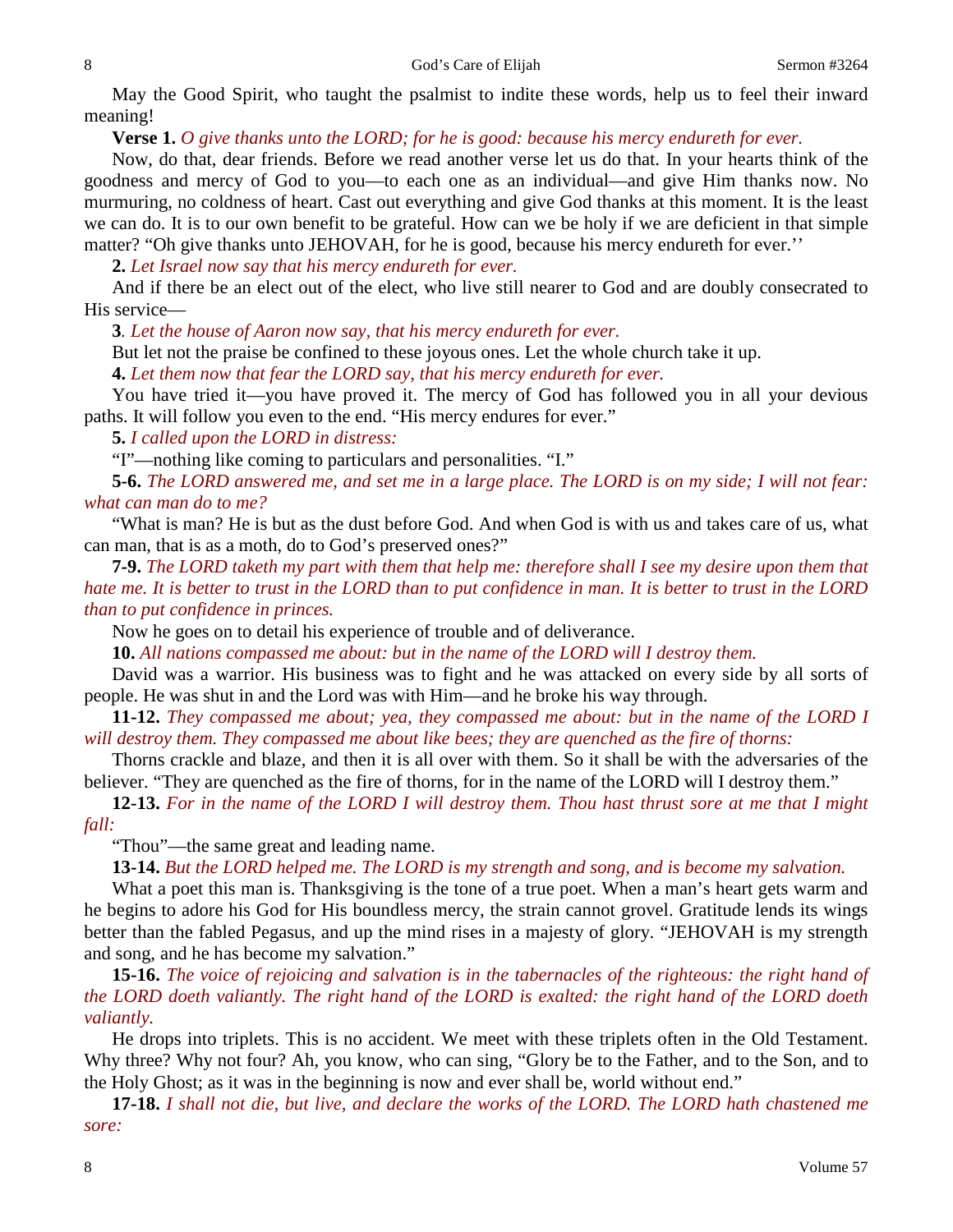May the Good Spirit, who taught the psalmist to indite these words, help us to feel their inward meaning!

**Verse 1.** *O give thanks unto the LORD; for he is good: because his mercy endureth for ever.*

Now, do that, dear friends. Before we read another verse let us do that. In your hearts think of the goodness and mercy of God to you—to each one as an individual—and give Him thanks now. No murmuring, no coldness of heart. Cast out everything and give God thanks at this moment. It is the least we can do. It is to our own benefit to be grateful. How can we be holy if we are deficient in that simple matter? "Oh give thanks unto JEHOVAH, for he is good, because his mercy endureth for ever.''

**2.** *Let Israel now say that his mercy endureth for ever.*

And if there be an elect out of the elect, who live still nearer to God and are doubly consecrated to His service—

**3***. Let the house of Aaron now say, that his mercy endureth for ever.*

But let not the praise be confined to these joyous ones. Let the whole church take it up.

**4.** *Let them now that fear the LORD say, that his mercy endureth for ever.*

You have tried it—you have proved it. The mercy of God has followed you in all your devious paths. It will follow you even to the end. "His mercy endures for ever."

**5.** *I called upon the LORD in distress:*

"I"—nothing like coming to particulars and personalities. "I."

**5-6.** *The LORD answered me, and set me in a large place. The LORD is on my side; I will not fear: what can man do to me?*

"What is man? He is but as the dust before God. And when God is with us and takes care of us, what can man, that is as a moth, do to God's preserved ones?"

**7-9.** *The LORD taketh my part with them that help me: therefore shall I see my desire upon them that hate me. It is better to trust in the LORD than to put confidence in man. It is better to trust in the LORD than to put confidence in princes.*

Now he goes on to detail his experience of trouble and of deliverance.

**10.** *All nations compassed me about: but in the name of the LORD will I destroy them.*

David was a warrior. His business was to fight and he was attacked on every side by all sorts of people. He was shut in and the Lord was with Him—and he broke his way through.

**11-12.** *They compassed me about; yea, they compassed me about: but in the name of the LORD I will destroy them. They compassed me about like bees; they are quenched as the fire of thorns:*

Thorns crackle and blaze, and then it is all over with them. So it shall be with the adversaries of the believer. "They are quenched as the fire of thorns, for in the name of the LORD will I destroy them."

**12-13.** *For in the name of the LORD I will destroy them. Thou hast thrust sore at me that I might fall:*

"Thou"—the same great and leading name.

**13-14.** *But the LORD helped me. The LORD is my strength and song, and is become my salvation.*

What a poet this man is. Thanksgiving is the tone of a true poet. When a man's heart gets warm and he begins to adore his God for His boundless mercy, the strain cannot grovel. Gratitude lends its wings better than the fabled Pegasus, and up the mind rises in a majesty of glory. "JEHOVAH is my strength and song, and he has become my salvation."

**15-16.** *The voice of rejoicing and salvation is in the tabernacles of the righteous: the right hand of the LORD doeth valiantly. The right hand of the LORD is exalted: the right hand of the LORD doeth valiantly.*

He drops into triplets. This is no accident. We meet with these triplets often in the Old Testament. Why three? Why not four? Ah, you know, who can sing, "Glory be to the Father, and to the Son, and to the Holy Ghost; as it was in the beginning is now and ever shall be, world without end."

**17-18.** *I shall not die, but live, and declare the works of the LORD. The LORD hath chastened me sore:*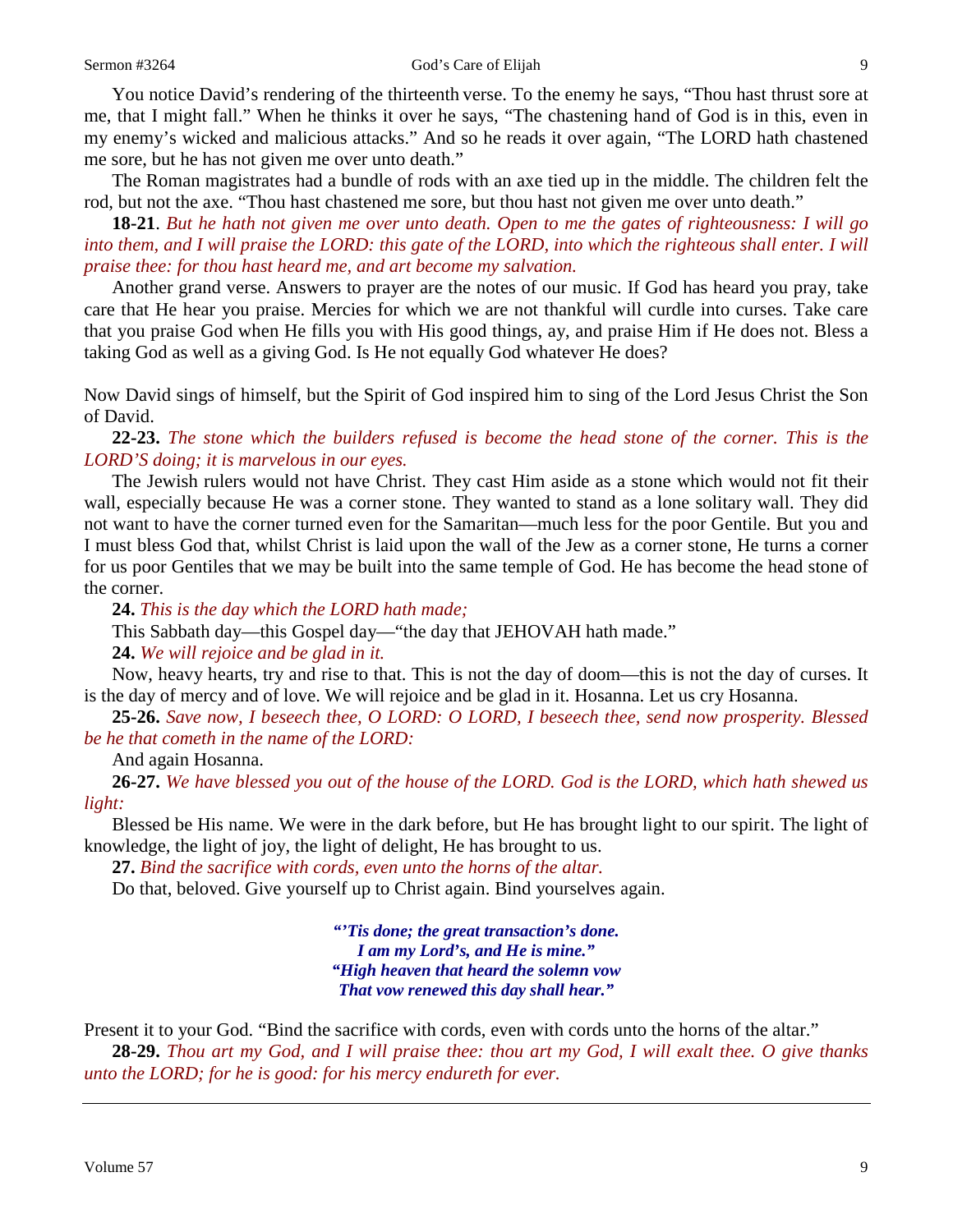You notice David's rendering of the thirteenth verse. To the enemy he says, "Thou hast thrust sore at me, that I might fall." When he thinks it over he says, "The chastening hand of God is in this, even in my enemy's wicked and malicious attacks." And so he reads it over again, "The LORD hath chastened me sore, but he has not given me over unto death."

The Roman magistrates had a bundle of rods with an axe tied up in the middle. The children felt the rod, but not the axe. "Thou hast chastened me sore, but thou hast not given me over unto death."

**18-21**. *But he hath not given me over unto death. Open to me the gates of righteousness: I will go into them, and I will praise the LORD: this gate of the LORD, into which the righteous shall enter. I will praise thee: for thou hast heard me, and art become my salvation.*

Another grand verse. Answers to prayer are the notes of our music. If God has heard you pray, take care that He hear you praise. Mercies for which we are not thankful will curdle into curses. Take care that you praise God when He fills you with His good things, ay, and praise Him if He does not. Bless a taking God as well as a giving God. Is He not equally God whatever He does?

Now David sings of himself, but the Spirit of God inspired him to sing of the Lord Jesus Christ the Son of David.

**22-23.** *The stone which the builders refused is become the head stone of the corner. This is the LORD'S doing; it is marvelous in our eyes.*

The Jewish rulers would not have Christ. They cast Him aside as a stone which would not fit their wall, especially because He was a corner stone. They wanted to stand as a lone solitary wall. They did not want to have the corner turned even for the Samaritan—much less for the poor Gentile. But you and I must bless God that, whilst Christ is laid upon the wall of the Jew as a corner stone, He turns a corner for us poor Gentiles that we may be built into the same temple of God. He has become the head stone of the corner.

**24.** *This is the day which the LORD hath made;*

This Sabbath day—this Gospel day—"the day that JEHOVAH hath made."

**24.** *We will rejoice and be glad in it.*

Now, heavy hearts, try and rise to that. This is not the day of doom—this is not the day of curses. It is the day of mercy and of love. We will rejoice and be glad in it. Hosanna. Let us cry Hosanna.

**25-26.** *Save now, I beseech thee, O LORD: O LORD, I beseech thee, send now prosperity. Blessed be he that cometh in the name of the LORD:*

And again Hosanna.

**26-27.** *We have blessed you out of the house of the LORD. God is the LORD, which hath shewed us light:*

Blessed be His name. We were in the dark before, but He has brought light to our spirit. The light of knowledge, the light of joy, the light of delight, He has brought to us.

**27.** *Bind the sacrifice with cords, even unto the horns of the altar.*

Do that, beloved. Give yourself up to Christ again. Bind yourselves again.

> ***"'Tis done; the great transaction's done.***
> ***I am my Lord's, and He is mine."***
> ***"High heaven that heard the solemn vow***
> ***That vow renewed this day shall hear."***

Present it to your God. "Bind the sacrifice with cords, even with cords unto the horns of the altar."

**28-29.** *Thou art my God, and I will praise thee: thou art my God, I will exalt thee. O give thanks unto the LORD; for he is good: for his mercy endureth for ever.*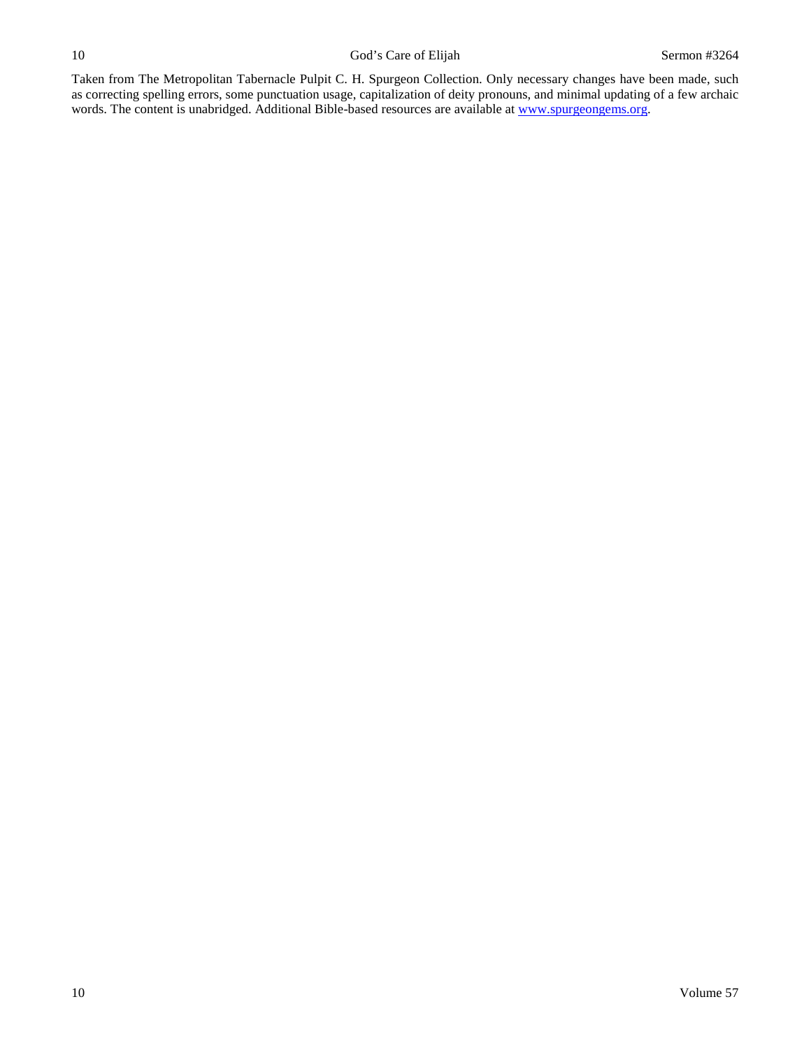Taken from The Metropolitan Tabernacle Pulpit C. H. Spurgeon Collection. Only necessary changes have been made, such as correcting spelling errors, some punctuation usage, capitalization of deity pronouns, and minimal updating of a few archaic words. The content is unabridged. Additional Bible-based resources are available at [www.spurgeongems.org](http://www.spurgeongems.org).